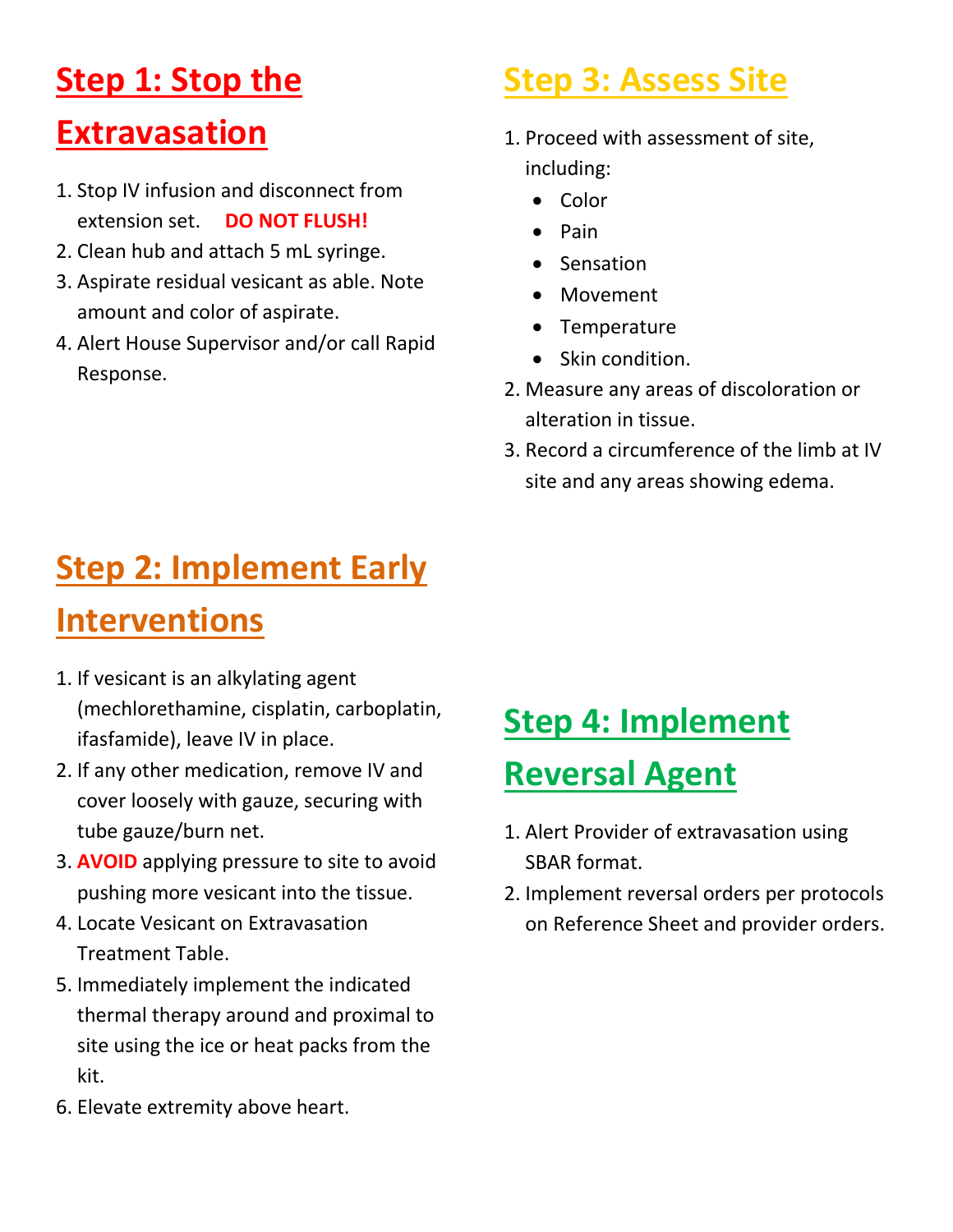## Step 1: Stop the Extravasation

1. Stop IV infusion and disconnect from extension set. **DO NOT FLUSH!**
2. Clean hub and attach 5 mL syringe.
3. Aspirate residual vesicant as able. Note amount and color of aspirate.
4. Alert House Supervisor and/or call Rapid Response.

## Step 2: Implement Early Interventions

1. If vesicant is an alkylating agent (mechlorethamine, cisplatin, carboplatin, ifasfamide), leave IV in place.
2. If any other medication, remove IV and cover loosely with gauze, securing with tube gauze/burn net.
3. **AVOID** applying pressure to site to avoid pushing more vesicant into the tissue.
4. Locate Vesicant on Extravasation Treatment Table.
5. Immediately implement the indicated thermal therapy around and proximal to site using the ice or heat packs from the kit.
6. Elevate extremity above heart.

## Step 3: Assess Site

1. Proceed with assessment of site, including:
   - Color
   - Pain
   - Sensation
   - Movement
   - Temperature
   - Skin condition.
2. Measure any areas of discoloration or alteration in tissue.
3. Record a circumference of the limb at IV site and any areas showing edema.

## Step 4: Implement Reversal Agent

1. Alert Provider of extravasation using SBAR format.
2. Implement reversal orders per protocols on Reference Sheet and provider orders.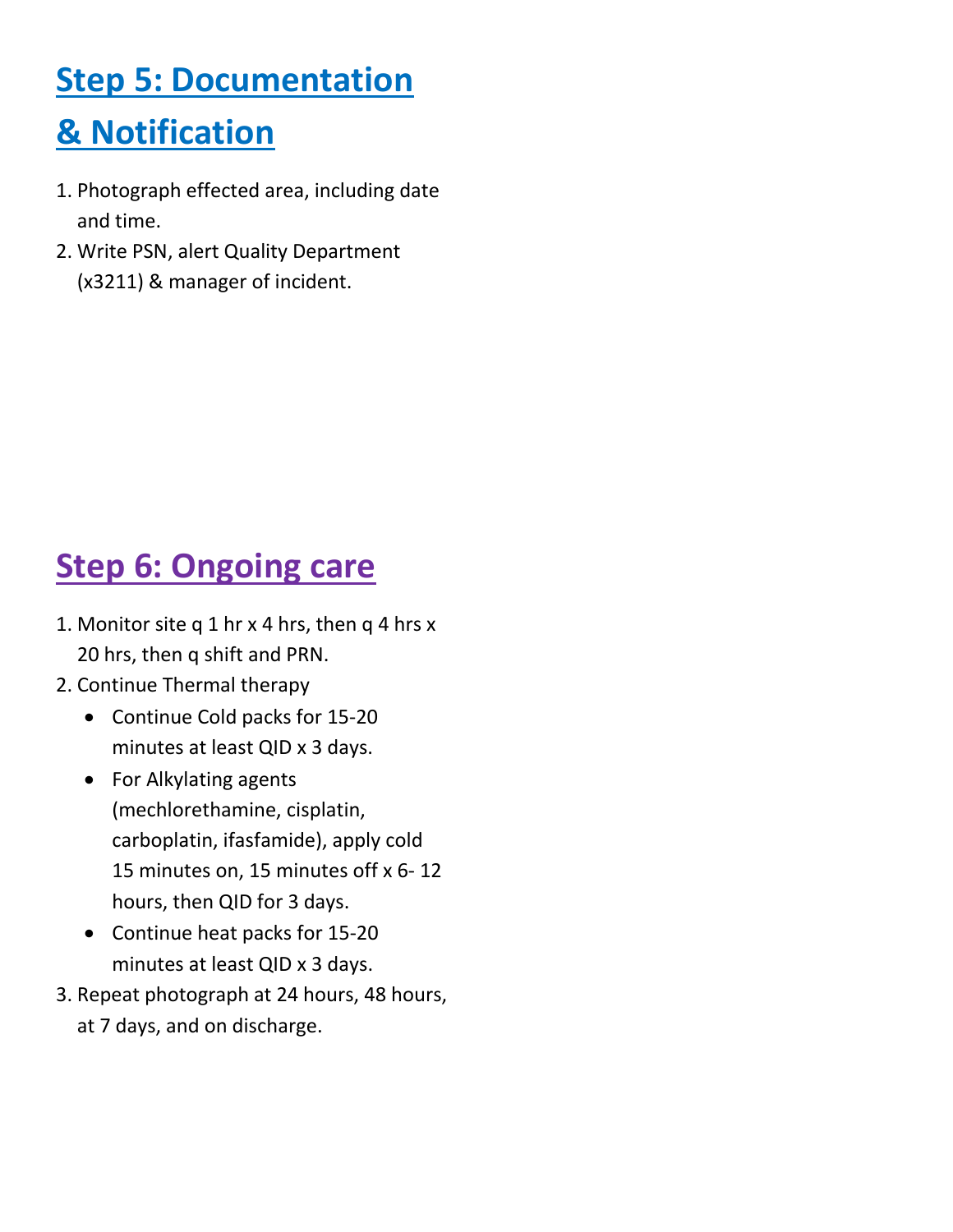## Step 5: Documentation & Notification

1. Photograph effected area, including date and time.
2. Write PSN, alert Quality Department (x3211) & manager of incident.

## Step 6: Ongoing care

1. Monitor site q 1 hr x 4 hrs, then q 4 hrs x 20 hrs, then q shift and PRN.
2. Continue Thermal therapy
   - Continue Cold packs for 15-20 minutes at least QID x 3 days.
   - For Alkylating agents (mechlorethamine, cisplatin, carboplatin, ifasfamide), apply cold 15 minutes on, 15 minutes off x 6- 12 hours, then QID for 3 days.
   - Continue heat packs for 15-20 minutes at least QID x 3 days.
3. Repeat photograph at 24 hours, 48 hours, at 7 days, and on discharge.